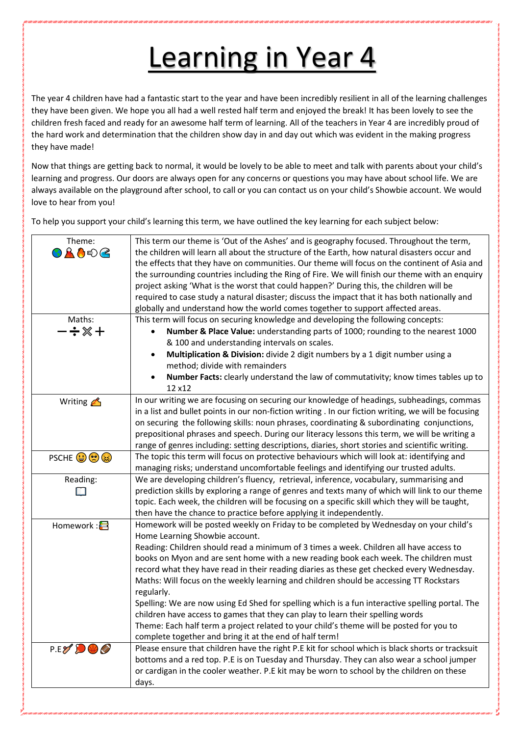# Learning in Year 4

The year 4 children have had a fantastic start to the year and have been incredibly resilient in all of the learning challenges they have been given. We hope you all had a well rested half term and enjoyed the break! It has been lovely to see the children fresh faced and ready for an awesome half term of learning. All of the teachers in Year 4 are incredibly proud of the hard work and determination that the children show day in and day out which was evident in the making progress they have made!

Now that things are getting back to normal, it would be lovely to be able to meet and talk with parents about your child's learning and progress. Our doors are always open for any concerns or questions you may have about school life. We are always available on the playground after school, to call or you can contact us on your child's Showbie account. We would love to hear from you!

To help you support your child's learning this term, we have outlined the key learning for each subject below:

| | |
|---|---|
| Theme: | This term our theme is 'Out of the Ashes' and is geography focused. Throughout the term, the children will learn all about the structure of the Earth, how natural disasters occur and the effects that they have on communities. Our theme will focus on the continent of Asia and the surrounding countries including the Ring of Fire. We will finish our theme with an enquiry project asking 'What is the worst that could happen?' During this, the children will be required to case study a natural disaster; discuss the impact that it has both nationally and globally and understand how the world comes together to support affected areas. |
| Maths: − ÷ × + | This term will focus on securing knowledge and developing the following concepts:<br>• **Number & Place Value:** understanding parts of 1000; rounding to the nearest 1000 & 100 and understanding intervals on scales.<br>• **Multiplication & Division:** divide 2 digit numbers by a 1 digit number using a method; divide with remainders<br>• **Number Facts:** clearly understand the law of commutativity; know times tables up to 12 x12 |
| Writing | In our writing we are focusing on securing our knowledge of headings, subheadings, commas in a list and bullet points in our non-fiction writing . In our fiction writing, we will be focusing on securing the following skills: noun phrases, coordinating & subordinating conjunctions, prepositional phrases and speech. During our literacy lessons this term, we will be writing a range of genres including: setting descriptions, diaries, short stories and scientific writing. |
| PSCHE | The topic this term will focus on protective behaviours which will look at: identifying and managing risks; understand uncomfortable feelings and identifying our trusted adults. |
| Reading: | We are developing children's fluency, retrieval, inference, vocabulary, summarising and prediction skills by exploring a range of genres and texts many of which will link to our theme topic. Each week, the children will be focusing on a specific skill which they will be taught, then have the chance to practice before applying it independently. |
| Homework : | Homework will be posted weekly on Friday to be completed by Wednesday on your child's Home Learning Showbie account.<br>Reading: Children should read a minimum of 3 times a week. Children all have access to books on Myon and are sent home with a new reading book each week. The children must record what they have read in their reading diaries as these get checked every Wednesday.<br>Maths: Will focus on the weekly learning and children should be accessing TT Rockstars regularly.<br>Spelling: We are now using Ed Shed for spelling which is a fun interactive spelling portal. The children have access to games that they can play to learn their spelling words<br>Theme: Each half term a project related to your child's theme will be posted for you to complete together and bring it at the end of half term! |
| P.E | Please ensure that children have the right P.E kit for school which is black shorts or tracksuit bottoms and a red top. P.E is on Tuesday and Thursday. They can also wear a school jumper or cardigan in the cooler weather. P.E kit may be worn to school by the children on these days. |